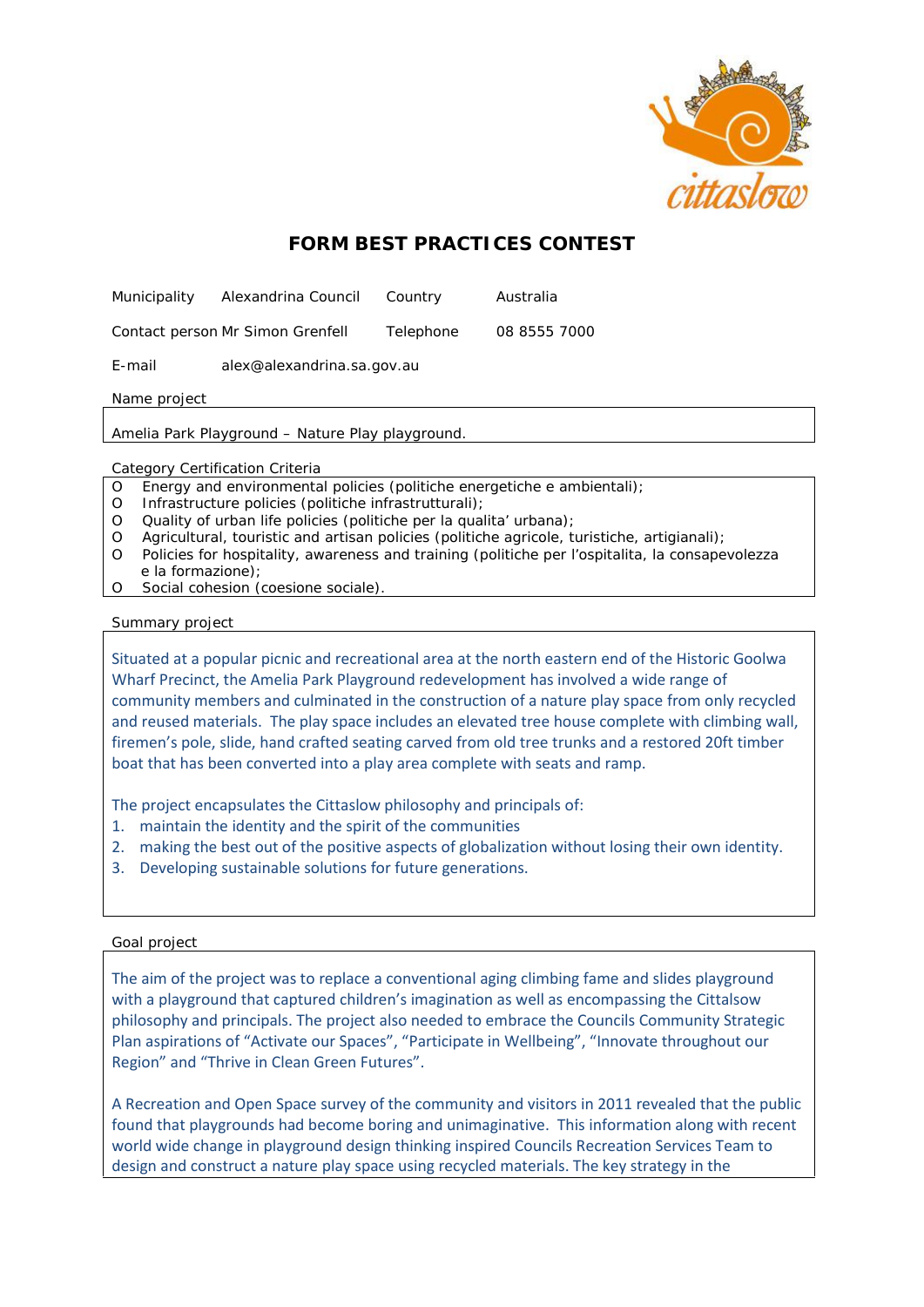# FORM BEST PRACTICES CONTEST

| | | | |
|---|---|---|---|
| Municipality | Alexandrina Council | Country | Australia |
| Contact person | Mr Simon Grenfell | Telephone | 08 8555 7000 |
| E-mail | alex@alexandrina.sa.gov.au | | |

Name project

Amelia Park Playground – Nature Play playground.

Category Certification Criteria

- O Energy and environmental policies (politiche energetiche e ambientali);
- O Infrastructure policies (politiche infrastrutturali);
- O Quality of urban life policies (politiche per la qualita' urbana);
- O Agricultural, touristic and artisan policies (politiche agricole, turistiche, artigianali);
- O Policies for hospitality, awareness and training (politiche per l'ospitalita, la consapevolezza e la formazione);
- O Social cohesion (coesione sociale).

Summary project

Situated at a popular picnic and recreational area at the north eastern end of the Historic Goolwa Wharf Precinct, the Amelia Park Playground redevelopment has involved a wide range of community members and culminated in the construction of a nature play space from only recycled and reused materials. The play space includes an elevated tree house complete with climbing wall, firemen's pole, slide, hand crafted seating carved from old tree trunks and a restored 20ft timber boat that has been converted into a play area complete with seats and ramp.

The project encapsulates the Cittaslow philosophy and principals of:

1. maintain the identity and the spirit of the communities
2. making the best out of the positive aspects of globalization without losing their own identity.
3. Developing sustainable solutions for future generations.

Goal project

The aim of the project was to replace a conventional aging climbing fame and slides playground with a playground that captured children's imagination as well as encompassing the Cittalsow philosophy and principals. The project also needed to embrace the Councils Community Strategic Plan aspirations of "Activate our Spaces", "Participate in Wellbeing", "Innovate throughout our Region" and "Thrive in Clean Green Futures".

A Recreation and Open Space survey of the community and visitors in 2011 revealed that the public found that playgrounds had become boring and unimaginative. This information along with recent world wide change in playground design thinking inspired Councils Recreation Services Team to design and construct a nature play space using recycled materials. The key strategy in the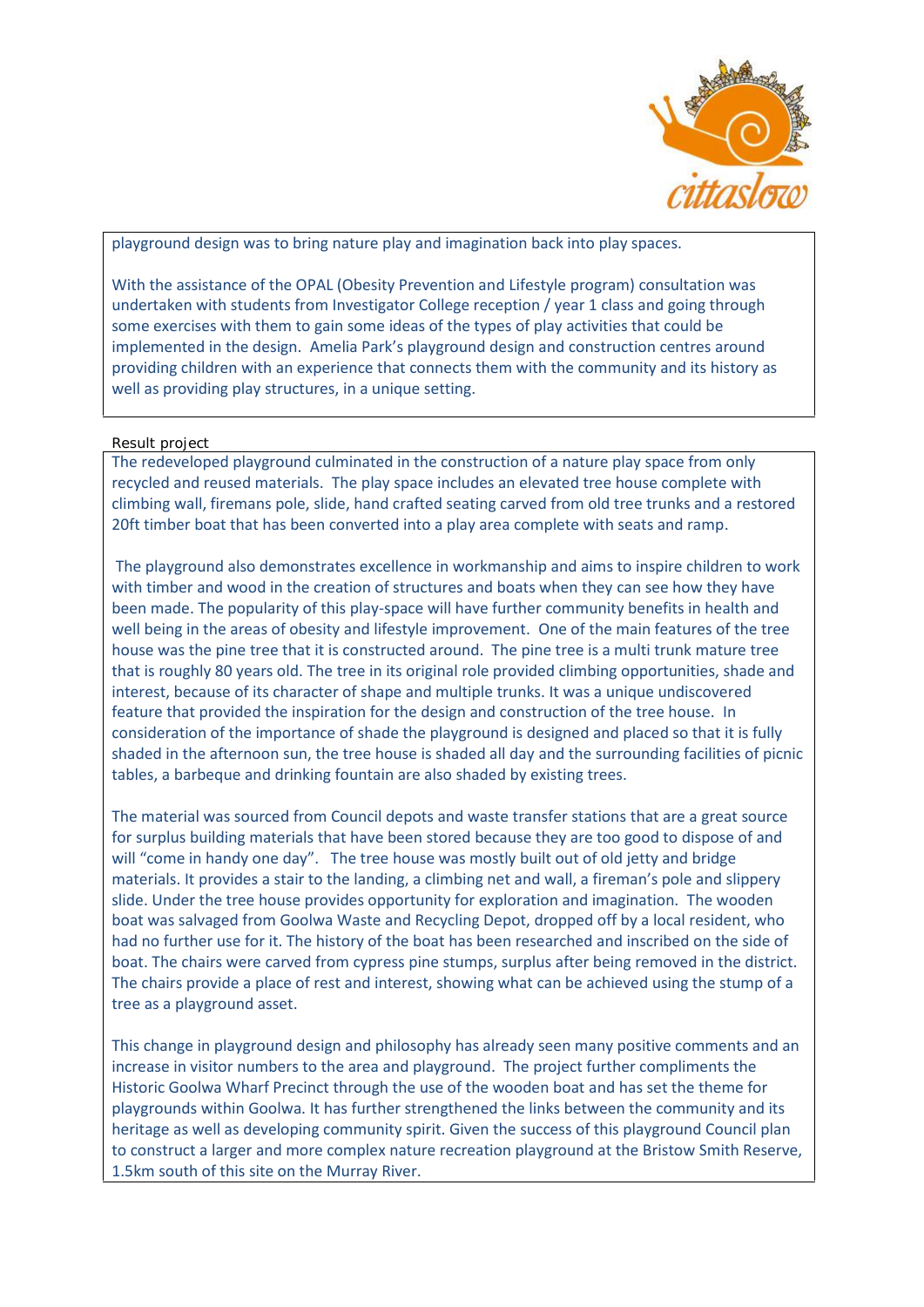playground design was to bring nature play and imagination back into play spaces.

With the assistance of the OPAL (Obesity Prevention and Lifestyle program) consultation was undertaken with students from Investigator College reception / year 1 class and going through some exercises with them to gain some ideas of the types of play activities that could be implemented in the design. Amelia Park's playground design and construction centres around providing children with an experience that connects them with the community and its history as well as providing play structures, in a unique setting.

Result project

The redeveloped playground culminated in the construction of a nature play space from only recycled and reused materials. The play space includes an elevated tree house complete with climbing wall, firemans pole, slide, hand crafted seating carved from old tree trunks and a restored 20ft timber boat that has been converted into a play area complete with seats and ramp.

The playground also demonstrates excellence in workmanship and aims to inspire children to work with timber and wood in the creation of structures and boats when they can see how they have been made. The popularity of this play-space will have further community benefits in health and well being in the areas of obesity and lifestyle improvement. One of the main features of the tree house was the pine tree that it is constructed around. The pine tree is a multi trunk mature tree that is roughly 80 years old. The tree in its original role provided climbing opportunities, shade and interest, because of its character of shape and multiple trunks. It was a unique undiscovered feature that provided the inspiration for the design and construction of the tree house. In consideration of the importance of shade the playground is designed and placed so that it is fully shaded in the afternoon sun, the tree house is shaded all day and the surrounding facilities of picnic tables, a barbeque and drinking fountain are also shaded by existing trees.

The material was sourced from Council depots and waste transfer stations that are a great source for surplus building materials that have been stored because they are too good to dispose of and will "come in handy one day". The tree house was mostly built out of old jetty and bridge materials. It provides a stair to the landing, a climbing net and wall, a fireman's pole and slippery slide. Under the tree house provides opportunity for exploration and imagination. The wooden boat was salvaged from Goolwa Waste and Recycling Depot, dropped off by a local resident, who had no further use for it. The history of the boat has been researched and inscribed on the side of boat. The chairs were carved from cypress pine stumps, surplus after being removed in the district. The chairs provide a place of rest and interest, showing what can be achieved using the stump of a tree as a playground asset.

This change in playground design and philosophy has already seen many positive comments and an increase in visitor numbers to the area and playground. The project further compliments the Historic Goolwa Wharf Precinct through the use of the wooden boat and has set the theme for playgrounds within Goolwa. It has further strengthened the links between the community and its heritage as well as developing community spirit. Given the success of this playground Council plan to construct a larger and more complex nature recreation playground at the Bristow Smith Reserve, 1.5km south of this site on the Murray River.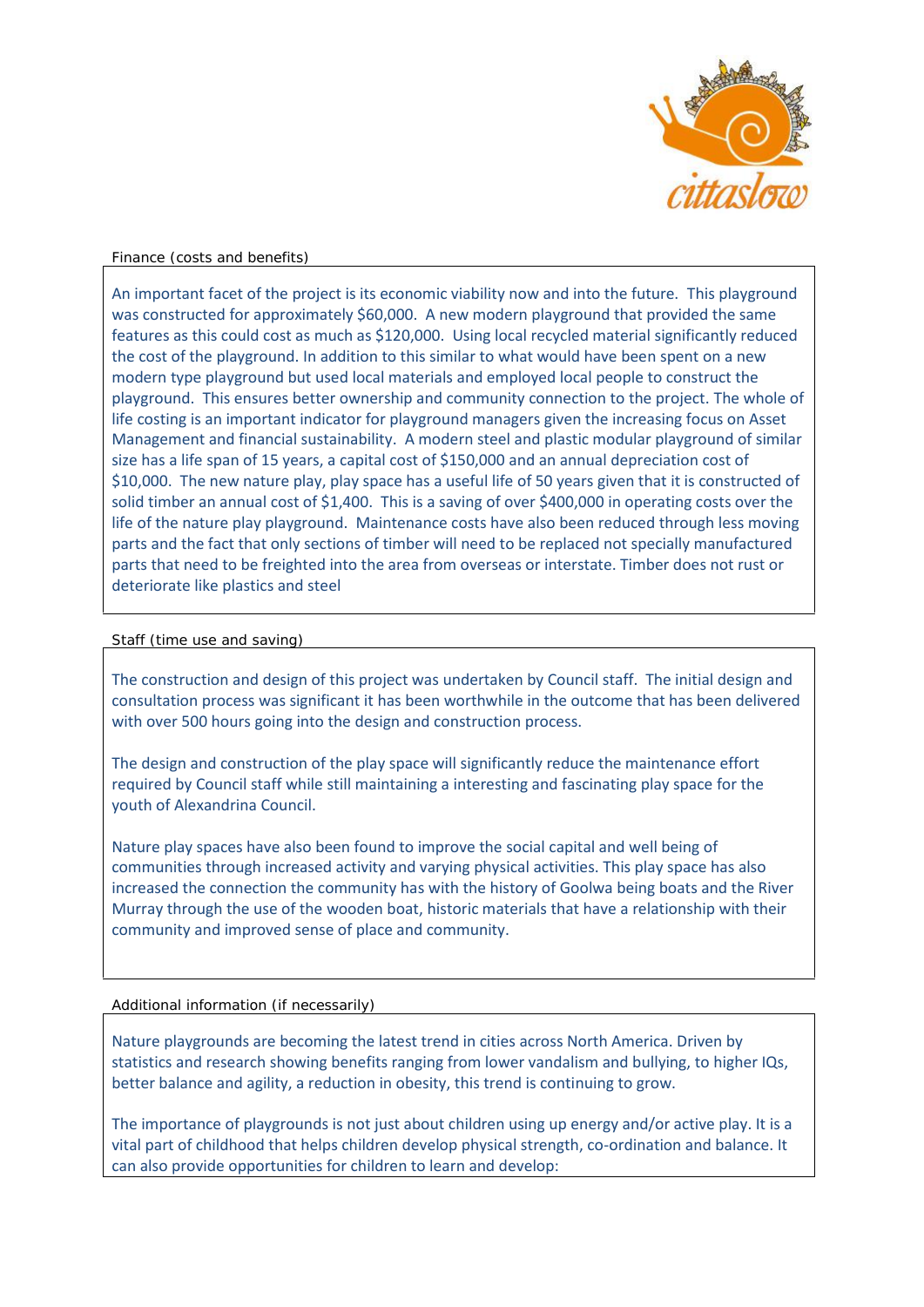Finance (costs and benefits)

An important facet of the project is its economic viability now and into the future. This playground was constructed for approximately $60,000. A new modern playground that provided the same features as this could cost as much as $120,000. Using local recycled material significantly reduced the cost of the playground. In addition to this similar to what would have been spent on a new modern type playground but used local materials and employed local people to construct the playground. This ensures better ownership and community connection to the project. The whole of life costing is an important indicator for playground managers given the increasing focus on Asset Management and financial sustainability. A modern steel and plastic modular playground of similar size has a life span of 15 years, a capital cost of $150,000 and an annual depreciation cost of $10,000. The new nature play, play space has a useful life of 50 years given that it is constructed of solid timber an annual cost of $1,400. This is a saving of over $400,000 in operating costs over the life of the nature play playground. Maintenance costs have also been reduced through less moving parts and the fact that only sections of timber will need to be replaced not specially manufactured parts that need to be freighted into the area from overseas or interstate. Timber does not rust or deteriorate like plastics and steel

Staff (time use and saving)

The construction and design of this project was undertaken by Council staff. The initial design and consultation process was significant it has been worthwhile in the outcome that has been delivered with over 500 hours going into the design and construction process.

The design and construction of the play space will significantly reduce the maintenance effort required by Council staff while still maintaining a interesting and fascinating play space for the youth of Alexandrina Council.

Nature play spaces have also been found to improve the social capital and well being of communities through increased activity and varying physical activities. This play space has also increased the connection the community has with the history of Goolwa being boats and the River Murray through the use of the wooden boat, historic materials that have a relationship with their community and improved sense of place and community.

Additional information (if necessarily)

Nature playgrounds are becoming the latest trend in cities across North America. Driven by statistics and research showing benefits ranging from lower vandalism and bullying, to higher IQs, better balance and agility, a reduction in obesity, this trend is continuing to grow.

The importance of playgrounds is not just about children using up energy and/or active play. It is a vital part of childhood that helps children develop physical strength, co-ordination and balance. It can also provide opportunities for children to learn and develop: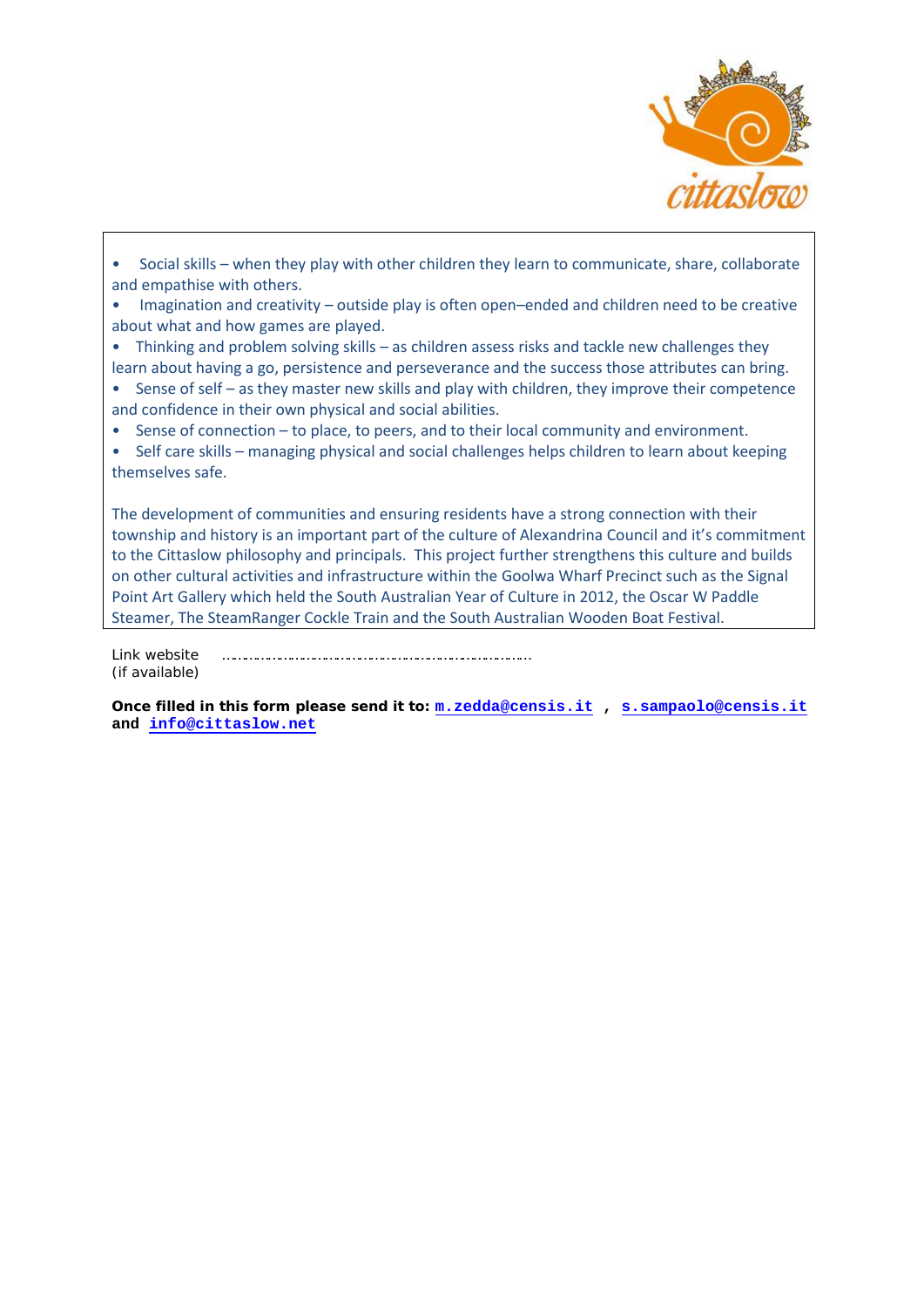- Social skills – when they play with other children they learn to communicate, share, collaborate and empathise with others.
- Imagination and creativity – outside play is often open–ended and children need to be creative about what and how games are played.
- Thinking and problem solving skills – as children assess risks and tackle new challenges they learn about having a go, persistence and perseverance and the success those attributes can bring.
- Sense of self – as they master new skills and play with children, they improve their competence and confidence in their own physical and social abilities.
- Sense of connection – to place, to peers, and to their local community and environment.
- Self care skills – managing physical and social challenges helps children to learn about keeping themselves safe.

The development of communities and ensuring residents have a strong connection with their township and history is an important part of the culture of Alexandrina Council and it's commitment to the Cittaslow philosophy and principals. This project further strengthens this culture and builds on other cultural activities and infrastructure within the Goolwa Wharf Precinct such as the Signal Point Art Gallery which held the South Australian Year of Culture in 2012, the Oscar W Paddle Steamer, The SteamRanger Cockle Train and the South Australian Wooden Boat Festival.

Link website (if available) ……………………………………………………………………

**Once filled in this form please send it to: m.zedda@censis.it , s.sampaolo@censis.it and info@cittaslow.net**